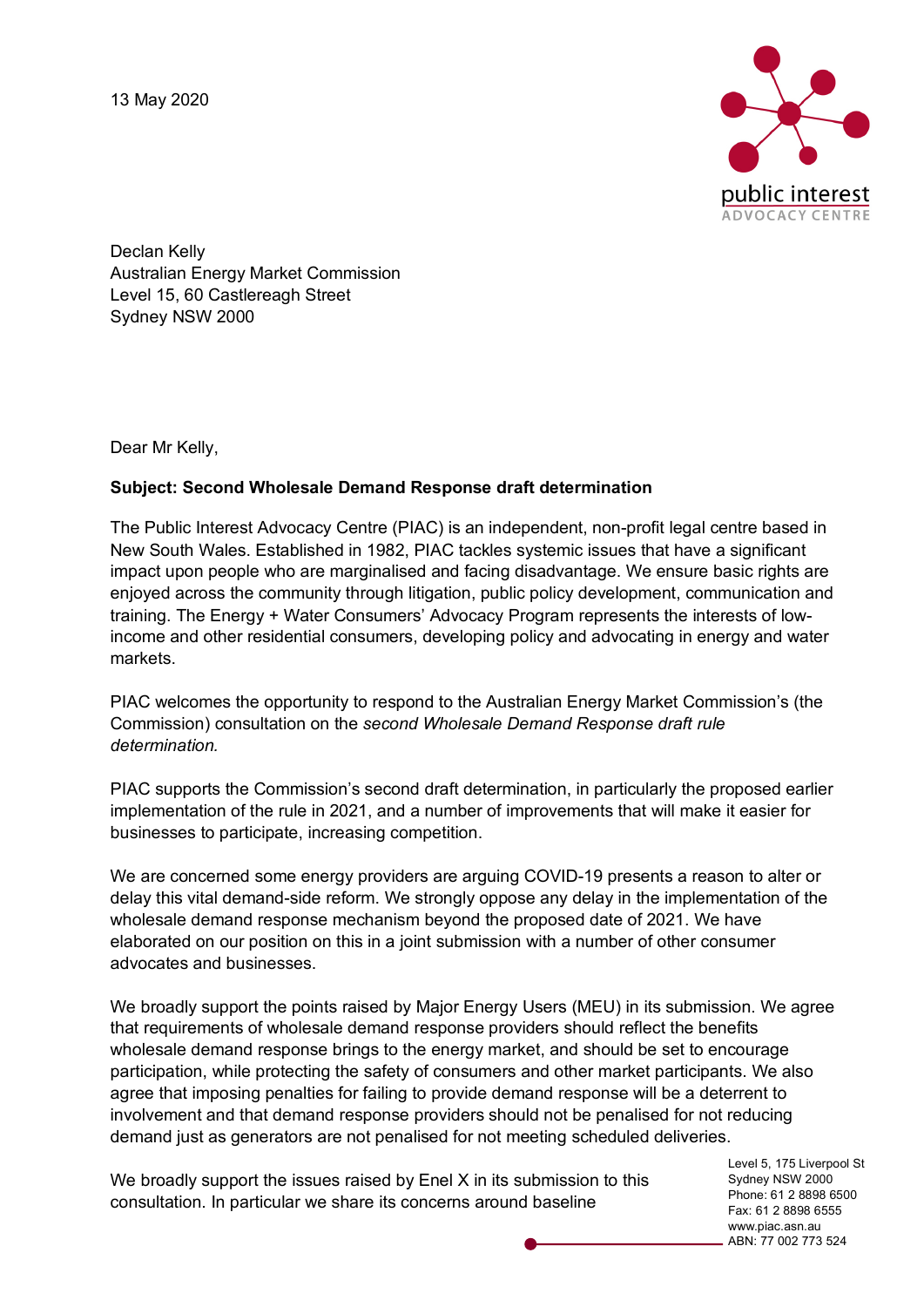13 May 2020

Declan Kelly
Australian Energy Market Commission
Level 15, 60 Castlereagh Street
Sydney NSW 2000

Dear Mr Kelly,

**Subject: Second Wholesale Demand Response draft determination**

The Public Interest Advocacy Centre (PIAC) is an independent, non-profit legal centre based in New South Wales. Established in 1982, PIAC tackles systemic issues that have a significant impact upon people who are marginalised and facing disadvantage. We ensure basic rights are enjoyed across the community through litigation, public policy development, communication and training. The Energy + Water Consumers' Advocacy Program represents the interests of low-income and other residential consumers, developing policy and advocating in energy and water markets.

PIAC welcomes the opportunity to respond to the Australian Energy Market Commission's (the Commission) consultation on the *second Wholesale Demand Response draft rule determination.*

PIAC supports the Commission's second draft determination, in particularly the proposed earlier implementation of the rule in 2021, and a number of improvements that will make it easier for businesses to participate, increasing competition.

We are concerned some energy providers are arguing COVID-19 presents a reason to alter or delay this vital demand-side reform. We strongly oppose any delay in the implementation of the wholesale demand response mechanism beyond the proposed date of 2021. We have elaborated on our position on this in a joint submission with a number of other consumer advocates and businesses.

We broadly support the points raised by Major Energy Users (MEU) in its submission. We agree that requirements of wholesale demand response providers should reflect the benefits wholesale demand response brings to the energy market, and should be set to encourage participation, while protecting the safety of consumers and other market participants. We also agree that imposing penalties for failing to provide demand response will be a deterrent to involvement and that demand response providers should not be penalised for not reducing demand just as generators are not penalised for not meeting scheduled deliveries.

We broadly support the issues raised by Enel X in its submission to this consultation. In particular we share its concerns around baseline

Level 5, 175 Liverpool St
Sydney NSW 2000
Phone: 61 2 8898 6500
Fax: 61 2 8898 6555
www.piac.asn.au
ABN: 77 002 773 524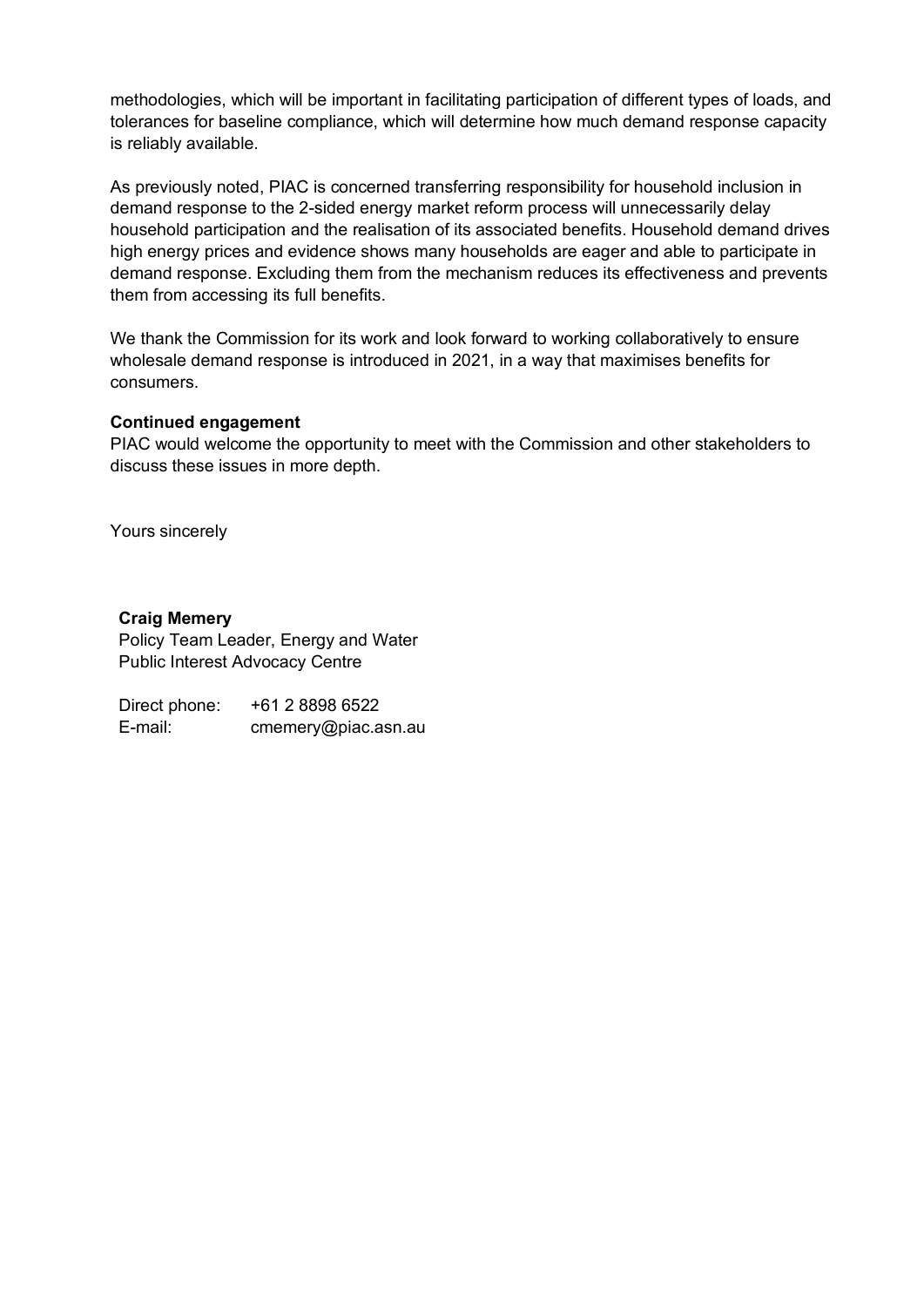methodologies, which will be important in facilitating participation of different types of loads, and tolerances for baseline compliance, which will determine how much demand response capacity is reliably available.

As previously noted, PIAC is concerned transferring responsibility for household inclusion in demand response to the 2-sided energy market reform process will unnecessarily delay household participation and the realisation of its associated benefits. Household demand drives high energy prices and evidence shows many households are eager and able to participate in demand response. Excluding them from the mechanism reduces its effectiveness and prevents them from accessing its full benefits.

We thank the Commission for its work and look forward to working collaboratively to ensure wholesale demand response is introduced in 2021, in a way that maximises benefits for consumers.

**Continued engagement**

PIAC would welcome the opportunity to meet with the Commission and other stakeholders to discuss these issues in more depth.

Yours sincerely

**Craig Memery**
Policy Team Leader, Energy and Water
Public Interest Advocacy Centre

Direct phone: +61 2 8898 6522
E-mail: cmemery@piac.asn.au